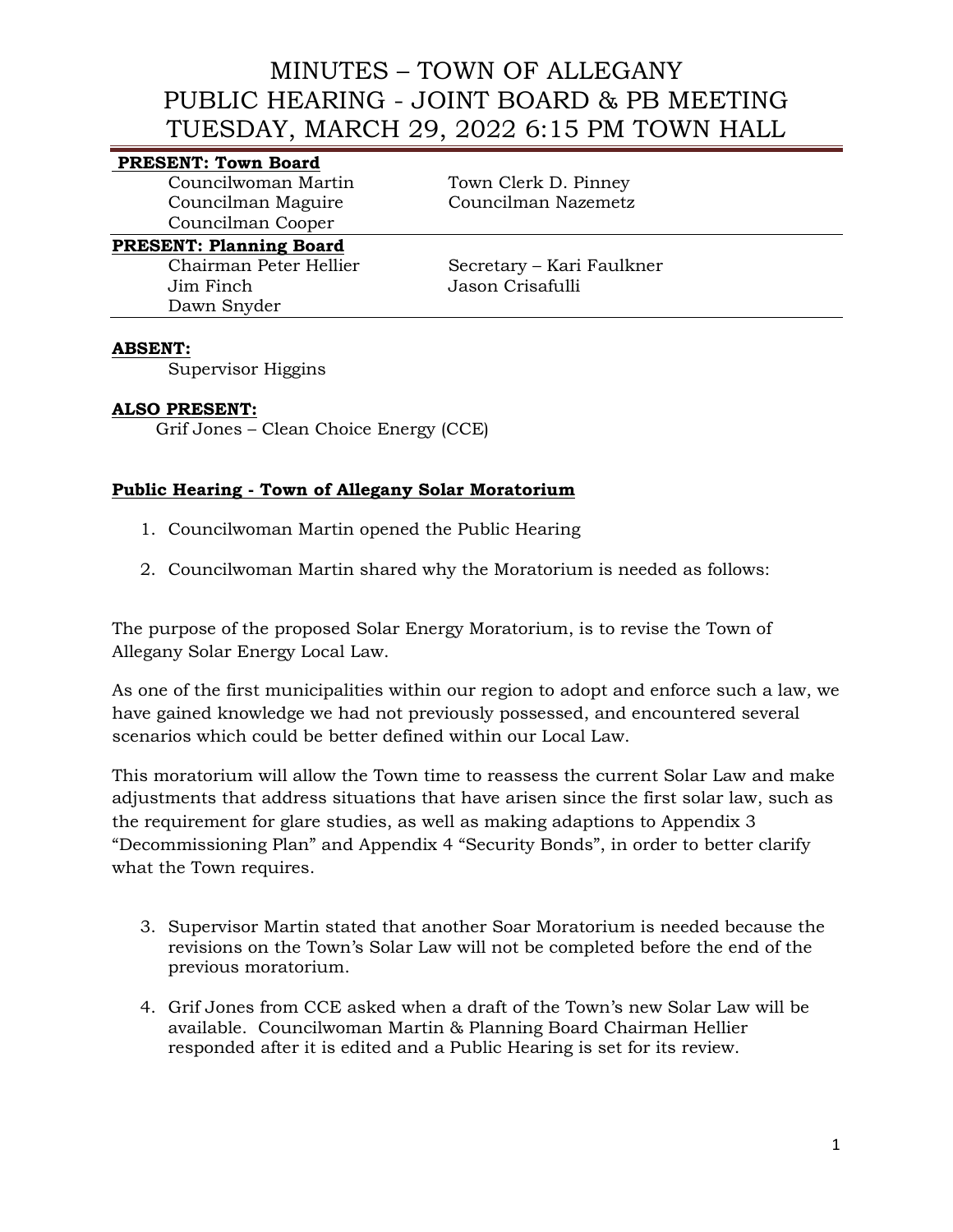# MINUTES – TOWN OF ALLEGANY
# PUBLIC HEARING - JOINT BOARD & PB MEETING
# TUESDAY, MARCH 29, 2022 6:15 PM TOWN HALL

**PRESENT: Town Board**

Councilwoman Martin
Councilman Maguire
Councilman Cooper
Town Clerk D. Pinney
Councilman Nazemetz

**PRESENT: Planning Board**

Chairman Peter Hellier
Jim Finch
Dawn Snyder
Secretary – Kari Faulkner
Jason Crisafulli

**ABSENT:**

Supervisor Higgins

**ALSO PRESENT:**

Grif Jones – Clean Choice Energy (CCE)

**Public Hearing - Town of Allegany Solar Moratorium**

1. Councilwoman Martin opened the Public Hearing
2. Councilwoman Martin shared why the Moratorium is needed as follows:

The purpose of the proposed Solar Energy Moratorium, is to revise the Town of Allegany Solar Energy Local Law.

As one of the first municipalities within our region to adopt and enforce such a law, we have gained knowledge we had not previously possessed, and encountered several scenarios which could be better defined within our Local Law.

This moratorium will allow the Town time to reassess the current Solar Law and make adjustments that address situations that have arisen since the first solar law, such as the requirement for glare studies, as well as making adaptions to Appendix 3 "Decommissioning Plan" and Appendix 4 "Security Bonds", in order to better clarify what the Town requires.

3. Supervisor Martin stated that another Soar Moratorium is needed because the revisions on the Town's Solar Law will not be completed before the end of the previous moratorium.
4. Grif Jones from CCE asked when a draft of the Town's new Solar Law will be available. Councilwoman Martin & Planning Board Chairman Hellier responded after it is edited and a Public Hearing is set for its review.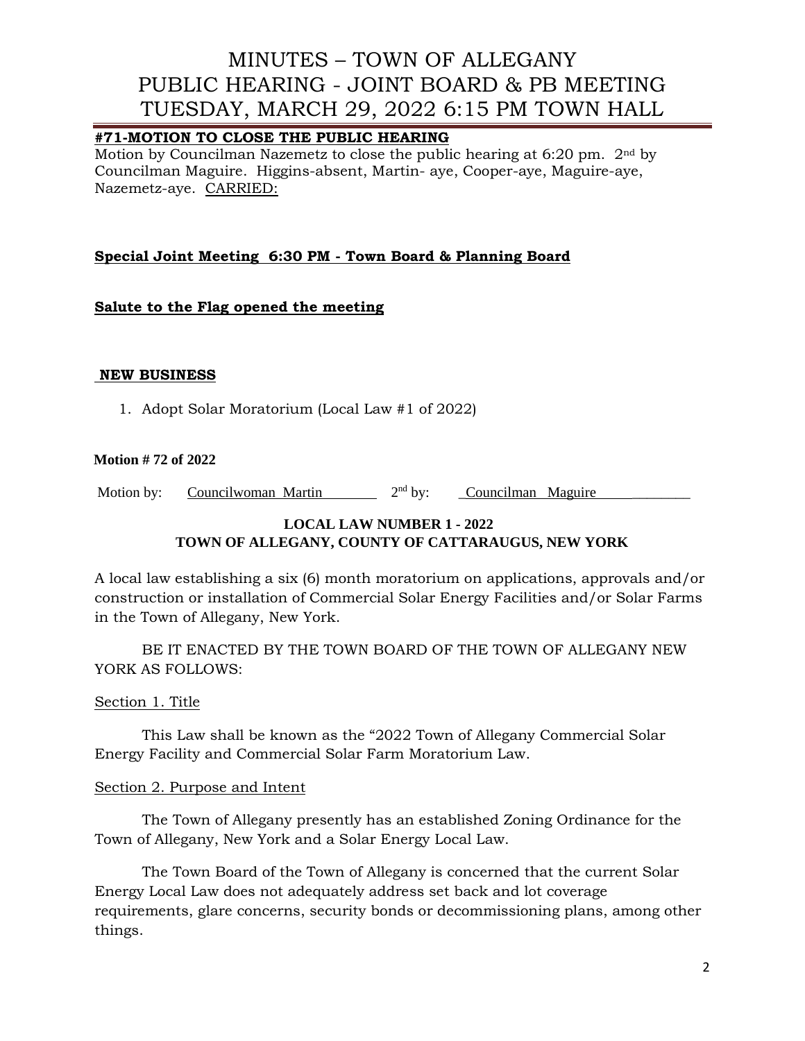**#71-MOTION TO CLOSE THE PUBLIC HEARING**
Motion by Councilman Nazemetz to close the public hearing at 6:20 pm. 2nd by Councilman Maguire. Higgins-absent, Martin- aye, Cooper-aye, Maguire-aye, Nazemetz-aye. CARRIED:

**Special Joint Meeting 6:30 PM - Town Board & Planning Board**

**Salute to the Flag opened the meeting**

**NEW BUSINESS**

1. Adopt Solar Moratorium (Local Law #1 of 2022)

**Motion # 72 of 2022**

Motion by: Councilwoman Martin 2nd by: Councilman Maguire

**LOCAL LAW NUMBER 1 - 2022**
**TOWN OF ALLEGANY, COUNTY OF CATTARAUGUS, NEW YORK**

A local law establishing a six (6) month moratorium on applications, approvals and/or construction or installation of Commercial Solar Energy Facilities and/or Solar Farms in the Town of Allegany, New York.

BE IT ENACTED BY THE TOWN BOARD OF THE TOWN OF ALLEGANY NEW YORK AS FOLLOWS:

Section 1. Title

This Law shall be known as the "2022 Town of Allegany Commercial Solar Energy Facility and Commercial Solar Farm Moratorium Law.

Section 2. Purpose and Intent

The Town of Allegany presently has an established Zoning Ordinance for the Town of Allegany, New York and a Solar Energy Local Law.

The Town Board of the Town of Allegany is concerned that the current Solar Energy Local Law does not adequately address set back and lot coverage requirements, glare concerns, security bonds or decommissioning plans, among other things.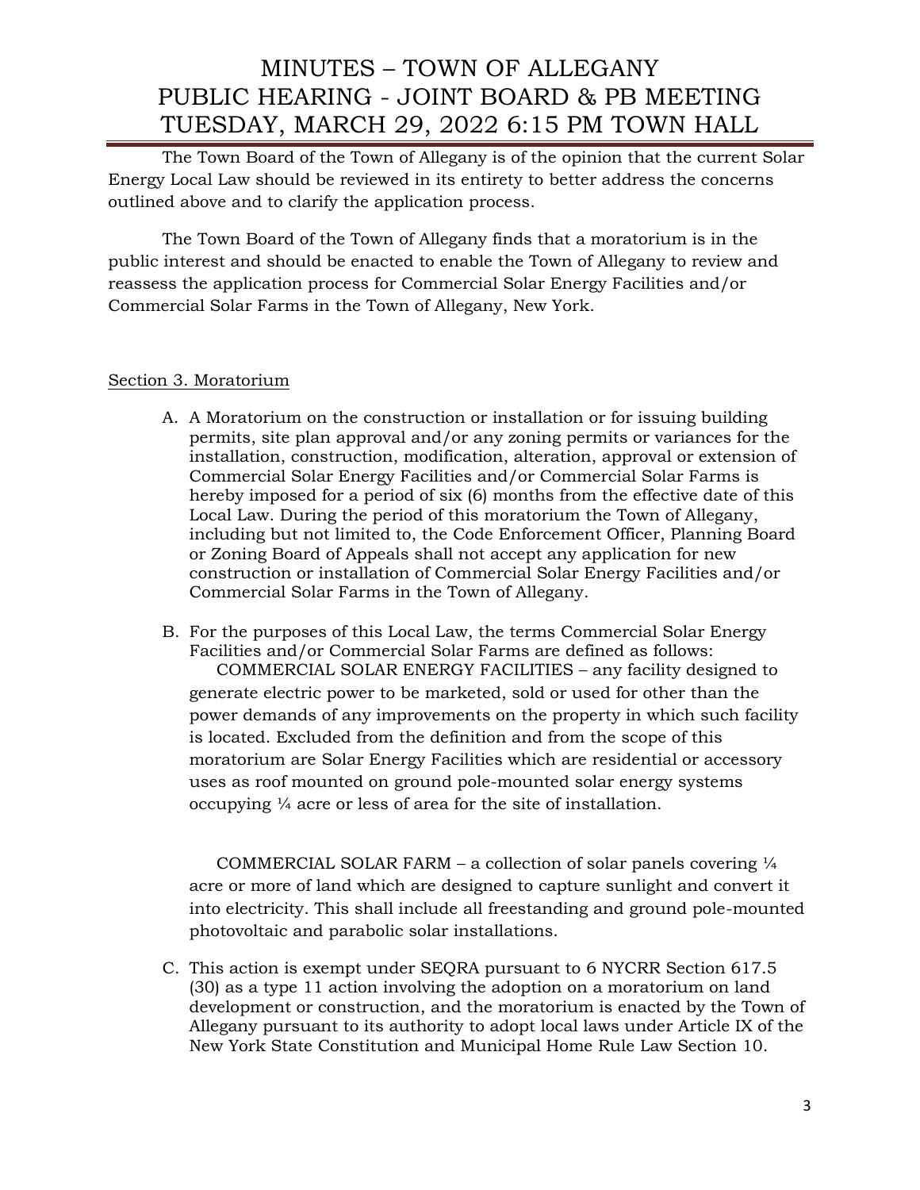The Town Board of the Town of Allegany is of the opinion that the current Solar Energy Local Law should be reviewed in its entirety to better address the concerns outlined above and to clarify the application process.

The Town Board of the Town of Allegany finds that a moratorium is in the public interest and should be enacted to enable the Town of Allegany to review and reassess the application process for Commercial Solar Energy Facilities and/or Commercial Solar Farms in the Town of Allegany, New York.

Section 3. Moratorium

A. A Moratorium on the construction or installation or for issuing building permits, site plan approval and/or any zoning permits or variances for the installation, construction, modification, alteration, approval or extension of Commercial Solar Energy Facilities and/or Commercial Solar Farms is hereby imposed for a period of six (6) months from the effective date of this Local Law. During the period of this moratorium the Town of Allegany, including but not limited to, the Code Enforcement Officer, Planning Board or Zoning Board of Appeals shall not accept any application for new construction or installation of Commercial Solar Energy Facilities and/or Commercial Solar Farms in the Town of Allegany.

B. For the purposes of this Local Law, the terms Commercial Solar Energy Facilities and/or Commercial Solar Farms are defined as follows:

   COMMERCIAL SOLAR ENERGY FACILITIES – any facility designed to generate electric power to be marketed, sold or used for other than the power demands of any improvements on the property in which such facility is located. Excluded from the definition and from the scope of this moratorium are Solar Energy Facilities which are residential or accessory uses as roof mounted on ground pole-mounted solar energy systems occupying ¼ acre or less of area for the site of installation.

   COMMERCIAL SOLAR FARM – a collection of solar panels covering ¼ acre or more of land which are designed to capture sunlight and convert it into electricity. This shall include all freestanding and ground pole-mounted photovoltaic and parabolic solar installations.

C. This action is exempt under SEQRA pursuant to 6 NYCRR Section 617.5 (30) as a type 11 action involving the adoption on a moratorium on land development or construction, and the moratorium is enacted by the Town of Allegany pursuant to its authority to adopt local laws under Article IX of the New York State Constitution and Municipal Home Rule Law Section 10.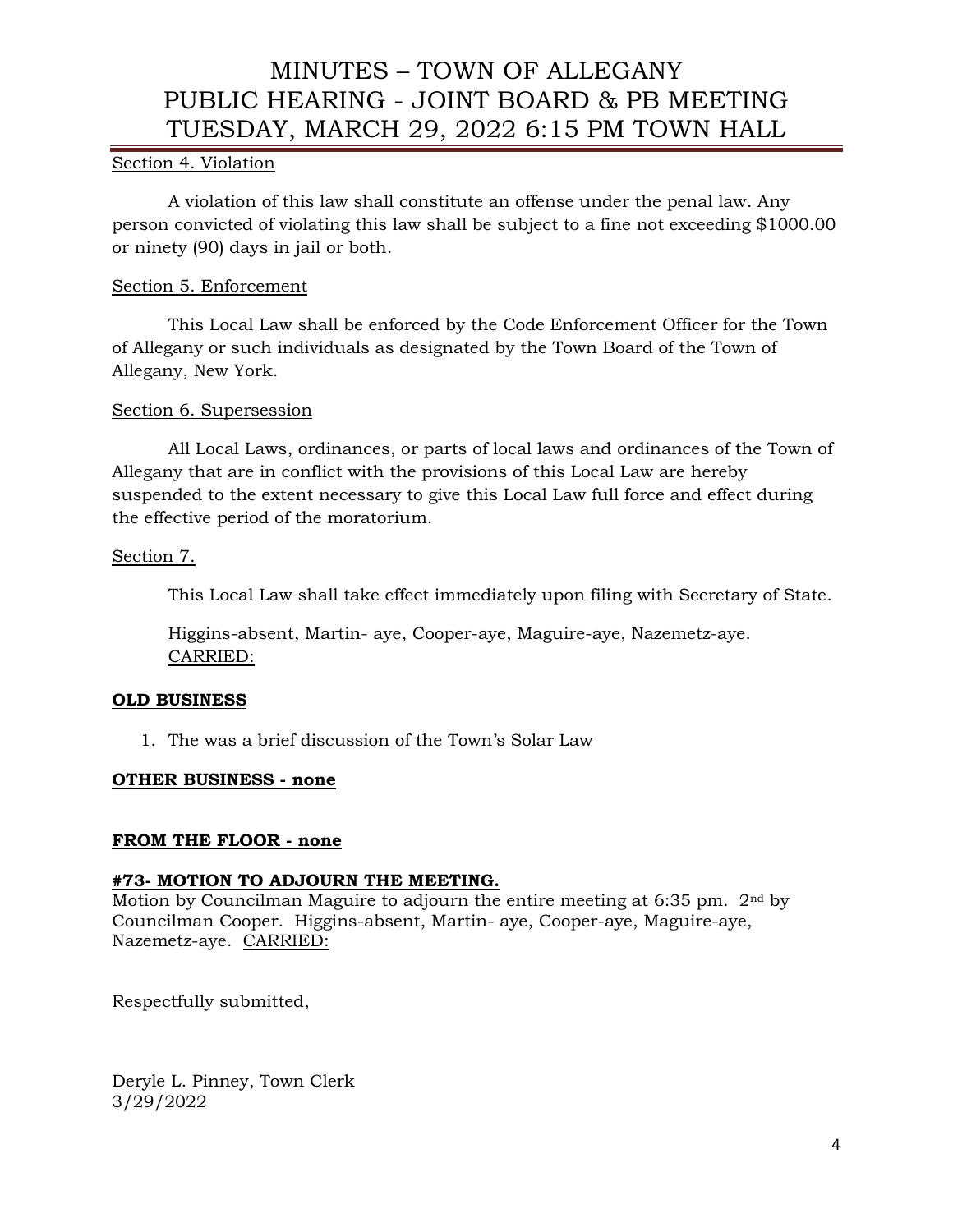Section 4. Violation

A violation of this law shall constitute an offense under the penal law. Any person convicted of violating this law shall be subject to a fine not exceeding $1000.00 or ninety (90) days in jail or both.

Section 5. Enforcement

This Local Law shall be enforced by the Code Enforcement Officer for the Town of Allegany or such individuals as designated by the Town Board of the Town of Allegany, New York.

Section 6. Supersession

All Local Laws, ordinances, or parts of local laws and ordinances of the Town of Allegany that are in conflict with the provisions of this Local Law are hereby suspended to the extent necessary to give this Local Law full force and effect during the effective period of the moratorium.

Section 7.

This Local Law shall take effect immediately upon filing with Secretary of State.

Higgins-absent, Martin- aye, Cooper-aye, Maguire-aye, Nazemetz-aye. CARRIED:

**OLD BUSINESS**

1. The was a brief discussion of the Town's Solar Law

**OTHER BUSINESS - none**

**FROM THE FLOOR - none**

**#73- MOTION TO ADJOURN THE MEETING.**
Motion by Councilman Maguire to adjourn the entire meeting at 6:35 pm. 2nd by Councilman Cooper. Higgins-absent, Martin- aye, Cooper-aye, Maguire-aye, Nazemetz-aye. CARRIED:

Respectfully submitted,

Deryle L. Pinney, Town Clerk
3/29/2022